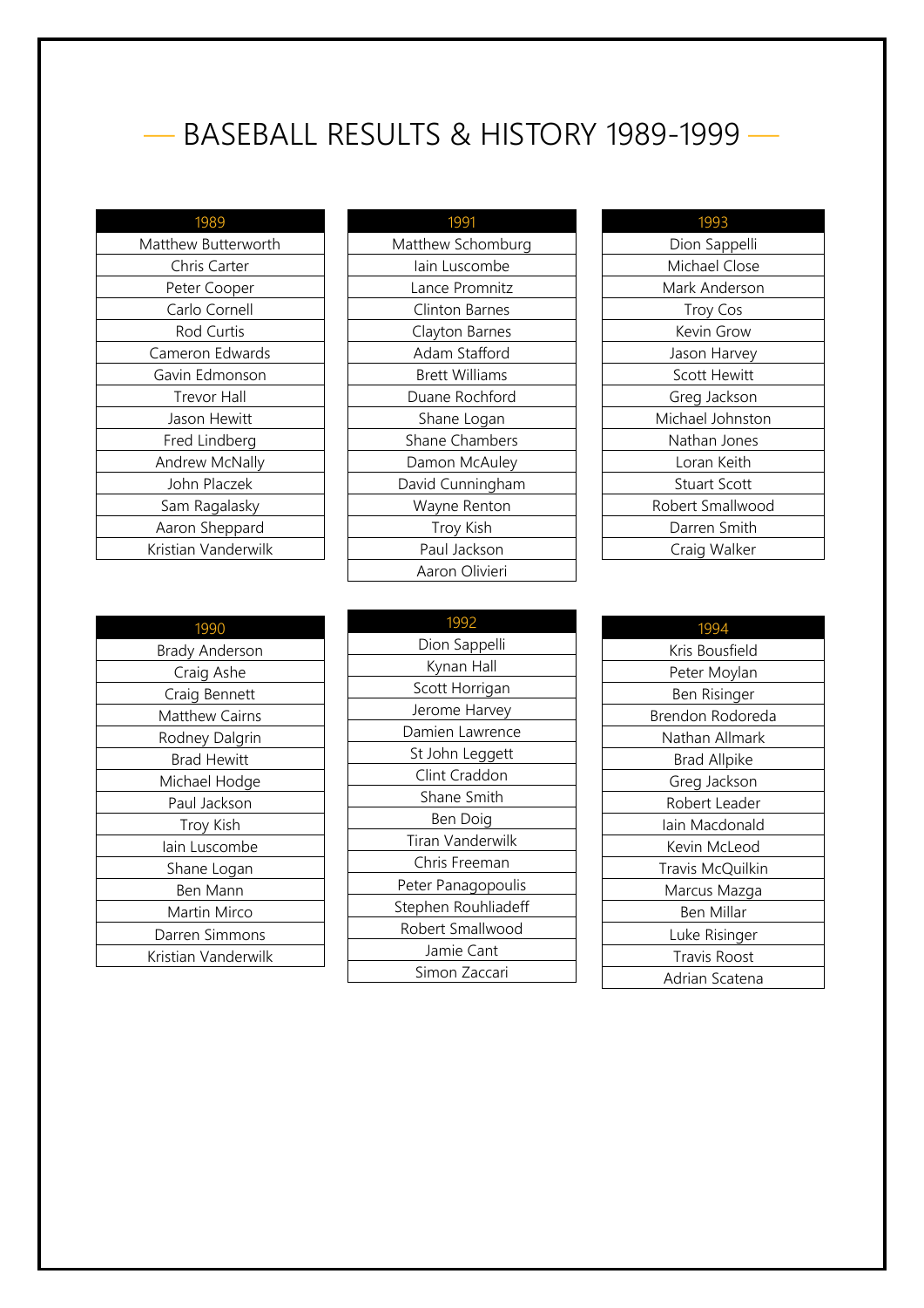# BASEBALL RESULTS & HISTORY 1989-1999

| 1989 |
|---|
| Matthew Butterworth |
| Chris Carter |
| Peter Cooper |
| Carlo Cornell |
| Rod Curtis |
| Cameron Edwards |
| Gavin Edmonson |
| Trevor Hall |
| Jason Hewitt |
| Fred Lindberg |
| Andrew McNally |
| John Placzek |
| Sam Ragalasky |
| Aaron Sheppard |
| Kristian Vanderwilk |

| 1990 |
|---|
| Brady Anderson |
| Craig Ashe |
| Craig Bennett |
| Matthew Cairns |
| Rodney Dalgrin |
| Brad Hewitt |
| Michael Hodge |
| Paul Jackson |
| Troy Kish |
| Iain Luscombe |
| Shane Logan |
| Ben Mann |
| Martin Mirco |
| Darren Simmons |
| Kristian Vanderwilk |

| 1991 |
|---|
| Matthew Schomburg |
| Iain Luscombe |
| Lance Promnitz |
| Clinton Barnes |
| Clayton Barnes |
| Adam Stafford |
| Brett Williams |
| Duane Rochford |
| Shane Logan |
| Shane Chambers |
| Damon McAuley |
| David Cunningham |
| Wayne Renton |
| Troy Kish |
| Paul Jackson |
| Aaron Olivieri |

| 1992 |
|---|
| Dion Sappelli |
| Kynan Hall |
| Scott Horrigan |
| Jerome Harvey |
| Damien Lawrence |
| St John Leggett |
| Clint Craddon |
| Shane Smith |
| Ben Doig |
| Tiran Vanderwilk |
| Chris Freeman |
| Peter Panagopoulis |
| Stephen Rouhliadeff |
| Robert Smallwood |
| Jamie Cant |
| Simon Zaccari |

| 1993 |
|---|
| Dion Sappelli |
| Michael Close |
| Mark Anderson |
| Troy Cos |
| Kevin Grow |
| Jason Harvey |
| Scott Hewitt |
| Greg Jackson |
| Michael Johnston |
| Nathan Jones |
| Loran Keith |
| Stuart Scott |
| Robert Smallwood |
| Darren Smith |
| Craig Walker |

| 1994 |
|---|
| Kris Bousfield |
| Peter Moylan |
| Ben Risinger |
| Brendon Rodoreda |
| Nathan Allmark |
| Brad Allpike |
| Greg Jackson |
| Robert Leader |
| Iain Macdonald |
| Kevin McLeod |
| Travis McQuilkin |
| Marcus Mazga |
| Ben Millar |
| Luke Risinger |
| Travis Roost |
| Adrian Scatena |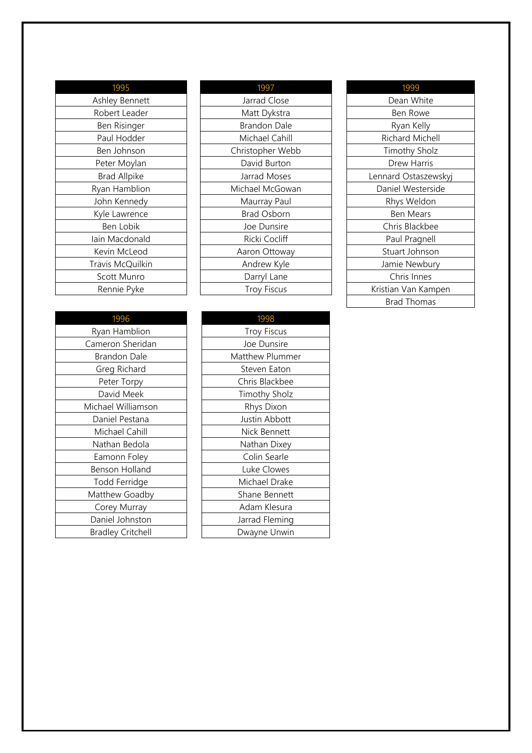| 1995 |
| --- |
| Ashley Bennett |
| Robert Leader |
| Ben Risinger |
| Paul Hodder |
| Ben Johnson |
| Peter Moylan |
| Brad Allpike |
| Ryan Hamblion |
| John Kennedy |
| Kyle Lawrence |
| Ben Lobik |
| Iain Macdonald |
| Kevin McLeod |
| Travis McQuilkin |
| Scott Munro |
| Rennie Pyke |

| 1996 |
| --- |
| Ryan Hamblion |
| Cameron Sheridan |
| Brandon Dale |
| Greg Richard |
| Peter Torpy |
| David Meek |
| Michael Williamson |
| Daniel Pestana |
| Michael Cahill |
| Nathan Bedola |
| Eamonn Foley |
| Benson Holland |
| Todd Ferridge |
| Matthew Goadby |
| Corey Murray |
| Daniel Johnston |
| Bradley Critchell |

| 1997 |
| --- |
| Jarrad Close |
| Matt Dykstra |
| Brandon Dale |
| Michael Cahill |
| Christopher Webb |
| David Burton |
| Jarrad Moses |
| Michael McGowan |
| Maurray Paul |
| Brad Osborn |
| Joe Dunsire |
| Ricki Cocliff |
| Aaron Ottoway |
| Andrew Kyle |
| Darryl Lane |
| Troy Fiscus |

| 1998 |
| --- |
| Troy Fiscus |
| Joe Dunsire |
| Matthew Plummer |
| Steven Eaton |
| Chris Blackbee |
| Timothy Sholz |
| Rhys Dixon |
| Justin Abbott |
| Nick Bennett |
| Nathan Dixey |
| Colin Searle |
| Luke Clowes |
| Michael Drake |
| Shane Bennett |
| Adam Klesura |
| Jarrad Fleming |
| Dwayne Unwin |

| 1999 |
| --- |
| Dean White |
| Ben Rowe |
| Ryan Kelly |
| Richard Michell |
| Timothy Sholz |
| Drew Harris |
| Lennard Ostaszewskyj |
| Daniel Westerside |
| Rhys Weldon |
| Ben Mears |
| Chris Blackbee |
| Paul Pragnell |
| Stuart Johnson |
| Jamie Newbury |
| Chris Innes |
| Kristian Van Kampen |
| Brad Thomas |